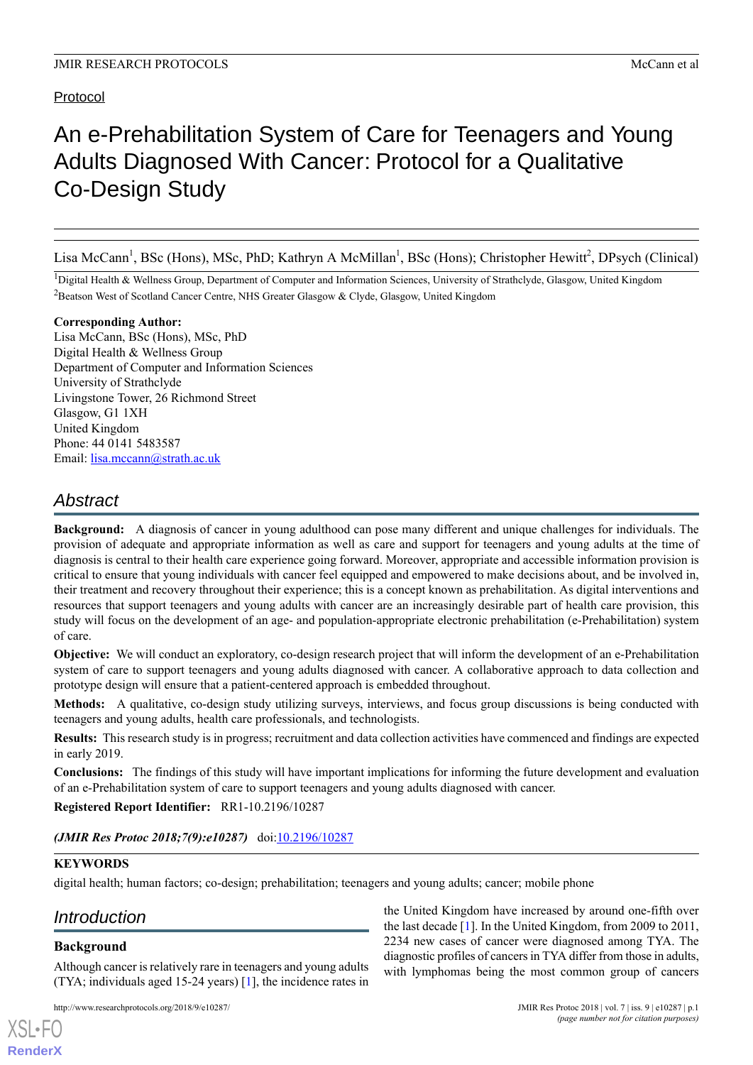Protocol

# An e-Prehabilitation System of Care for Teenagers and Young Adults Diagnosed With Cancer: Protocol for a Qualitative Co-Design Study

Lisa McCann[1], BSc (Hons), MSc, PhD; Kathryn A McMillan[1], BSc (Hons); Christopher Hewitt[2], DPsych (Clinical)

[1]Digital Health & Wellness Group, Department of Computer and Information Sciences, University of Strathclyde, Glasgow, United Kingdom

[2]Beatson West of Scotland Cancer Centre, NHS Greater Glasgow & Clyde, Glasgow, United Kingdom

**Corresponding Author:**
Lisa McCann, BSc (Hons), MSc, PhD
Digital Health & Wellness Group
Department of Computer and Information Sciences
University of Strathclyde
Livingstone Tower, 26 Richmond Street
Glasgow, G1 1XH
United Kingdom
Phone: 44 0141 5483587
Email: lisa.mccann@strath.ac.uk

## Abstract

**Background:** A diagnosis of cancer in young adulthood can pose many different and unique challenges for individuals. The provision of adequate and appropriate information as well as care and support for teenagers and young adults at the time of diagnosis is central to their health care experience going forward. Moreover, appropriate and accessible information provision is critical to ensure that young individuals with cancer feel equipped and empowered to make decisions about, and be involved in, their treatment and recovery throughout their experience; this is a concept known as prehabilitation. As digital interventions and resources that support teenagers and young adults with cancer are an increasingly desirable part of health care provision, this study will focus on the development of an age- and population-appropriate electronic prehabilitation (e-Prehabilitation) system of care.

**Objective:** We will conduct an exploratory, co-design research project that will inform the development of an e-Prehabilitation system of care to support teenagers and young adults diagnosed with cancer. A collaborative approach to data collection and prototype design will ensure that a patient-centered approach is embedded throughout.

**Methods:** A qualitative, co-design study utilizing surveys, interviews, and focus group discussions is being conducted with teenagers and young adults, health care professionals, and technologists.

**Results:** This research study is in progress; recruitment and data collection activities have commenced and findings are expected in early 2019.

**Conclusions:** The findings of this study will have important implications for informing the future development and evaluation of an e-Prehabilitation system of care to support teenagers and young adults diagnosed with cancer.

**Registered Report Identifier:** RR1-10.2196/10287

***(JMIR Res Protoc 2018;7(9):e10287)*** doi:10.2196/10287

**KEYWORDS**

digital health; human factors; co-design; prehabilitation; teenagers and young adults; cancer; mobile phone

## Introduction

### Background

Although cancer is relatively rare in teenagers and young adults (TYA; individuals aged 15-24 years) [1], the incidence rates in the United Kingdom have increased by around one-fifth over the last decade [1]. In the United Kingdom, from 2009 to 2011, 2234 new cases of cancer were diagnosed among TYA. The diagnostic profiles of cancers in TYA differ from those in adults, with lymphomas being the most common group of cancers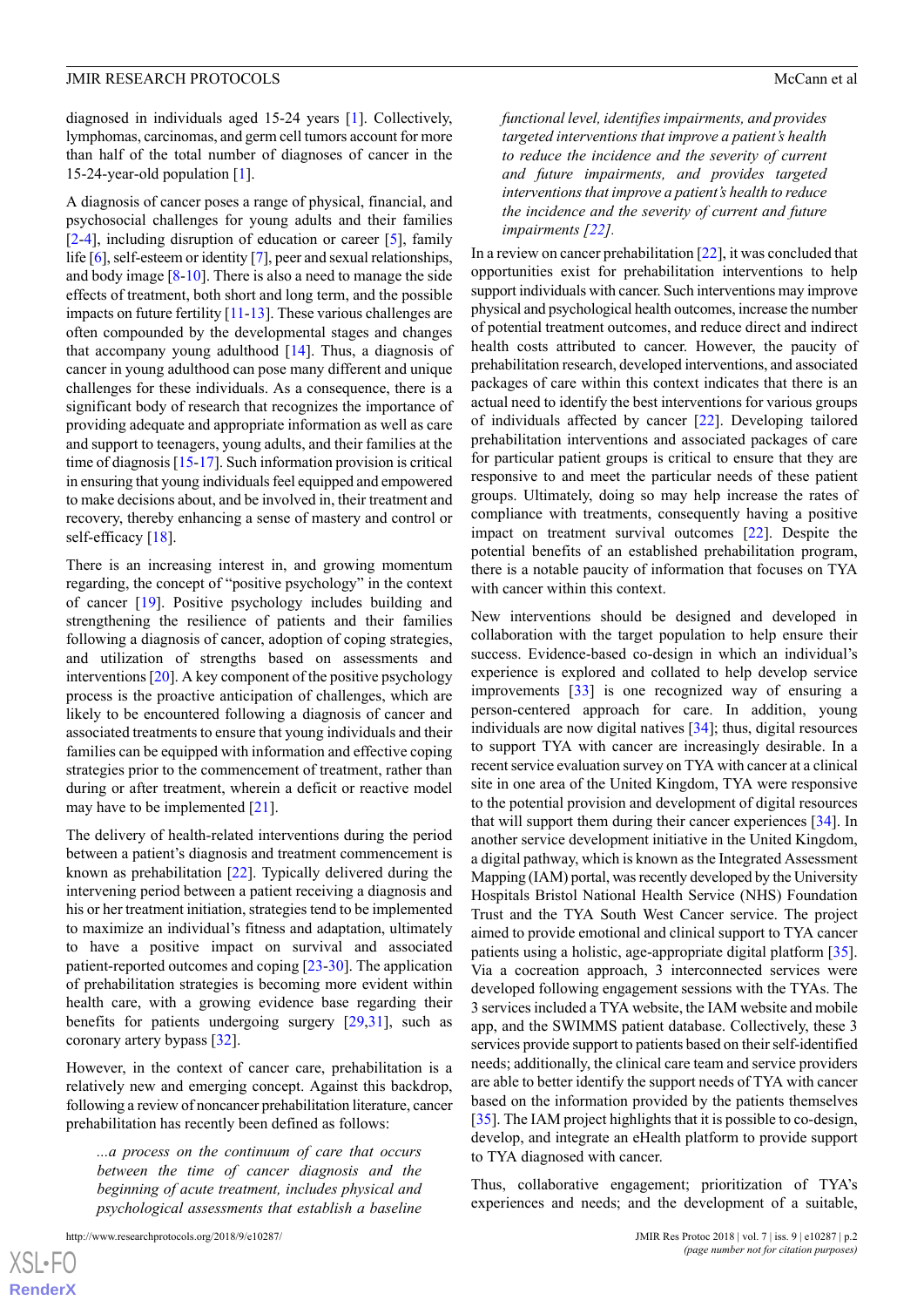diagnosed in individuals aged 15-24 years [1]. Collectively, lymphomas, carcinomas, and germ cell tumors account for more than half of the total number of diagnoses of cancer in the 15-24-year-old population [1].

A diagnosis of cancer poses a range of physical, financial, and psychosocial challenges for young adults and their families [2-4], including disruption of education or career [5], family life [6], self-esteem or identity [7], peer and sexual relationships, and body image [8-10]. There is also a need to manage the side effects of treatment, both short and long term, and the possible impacts on future fertility [11-13]. These various challenges are often compounded by the developmental stages and changes that accompany young adulthood [14]. Thus, a diagnosis of cancer in young adulthood can pose many different and unique challenges for these individuals. As a consequence, there is a significant body of research that recognizes the importance of providing adequate and appropriate information as well as care and support to teenagers, young adults, and their families at the time of diagnosis [15-17]. Such information provision is critical in ensuring that young individuals feel equipped and empowered to make decisions about, and be involved in, their treatment and recovery, thereby enhancing a sense of mastery and control or self-efficacy [18].

There is an increasing interest in, and growing momentum regarding, the concept of "positive psychology" in the context of cancer [19]. Positive psychology includes building and strengthening the resilience of patients and their families following a diagnosis of cancer, adoption of coping strategies, and utilization of strengths based on assessments and interventions [20]. A key component of the positive psychology process is the proactive anticipation of challenges, which are likely to be encountered following a diagnosis of cancer and associated treatments to ensure that young individuals and their families can be equipped with information and effective coping strategies prior to the commencement of treatment, rather than during or after treatment, wherein a deficit or reactive model may have to be implemented [21].

The delivery of health-related interventions during the period between a patient's diagnosis and treatment commencement is known as prehabilitation [22]. Typically delivered during the intervening period between a patient receiving a diagnosis and his or her treatment initiation, strategies tend to be implemented to maximize an individual's fitness and adaptation, ultimately to have a positive impact on survival and associated patient-reported outcomes and coping [23-30]. The application of prehabilitation strategies is becoming more evident within health care, with a growing evidence base regarding their benefits for patients undergoing surgery [29,31], such as coronary artery bypass [32].

However, in the context of cancer care, prehabilitation is a relatively new and emerging concept. Against this backdrop, following a review of noncancer prehabilitation literature, cancer prehabilitation has recently been defined as follows:

> *...a process on the continuum of care that occurs between the time of cancer diagnosis and the beginning of acute treatment, includes physical and psychological assessments that establish a baseline functional level, identifies impairments, and provides targeted interventions that improve a patient's health to reduce the incidence and the severity of current and future impairments, and provides targeted interventions that improve a patient's health to reduce the incidence and the severity of current and future impairments [22].*

In a review on cancer prehabilitation [22], it was concluded that opportunities exist for prehabilitation interventions to help support individuals with cancer. Such interventions may improve physical and psychological health outcomes, increase the number of potential treatment outcomes, and reduce direct and indirect health costs attributed to cancer. However, the paucity of prehabilitation research, developed interventions, and associated packages of care within this context indicates that there is an actual need to identify the best interventions for various groups of individuals affected by cancer [22]. Developing tailored prehabilitation interventions and associated packages of care for particular patient groups is critical to ensure that they are responsive to and meet the particular needs of these patient groups. Ultimately, doing so may help increase the rates of compliance with treatments, consequently having a positive impact on treatment survival outcomes [22]. Despite the potential benefits of an established prehabilitation program, there is a notable paucity of information that focuses on TYA with cancer within this context.

New interventions should be designed and developed in collaboration with the target population to help ensure their success. Evidence-based co-design in which an individual's experience is explored and collated to help develop service improvements [33] is one recognized way of ensuring a person-centered approach for care. In addition, young individuals are now digital natives [34]; thus, digital resources to support TYA with cancer are increasingly desirable. In a recent service evaluation survey on TYA with cancer at a clinical site in one area of the United Kingdom, TYA were responsive to the potential provision and development of digital resources that will support them during their cancer experiences [34]. In another service development initiative in the United Kingdom, a digital pathway, which is known as the Integrated Assessment Mapping (IAM) portal, was recently developed by the University Hospitals Bristol National Health Service (NHS) Foundation Trust and the TYA South West Cancer service. The project aimed to provide emotional and clinical support to TYA cancer patients using a holistic, age-appropriate digital platform [35]. Via a cocreation approach, 3 interconnected services were developed following engagement sessions with the TYAs. The 3 services included a TYA website, the IAM website and mobile app, and the SWIMMS patient database. Collectively, these 3 services provide support to patients based on their self-identified needs; additionally, the clinical care team and service providers are able to better identify the support needs of TYA with cancer based on the information provided by the patients themselves [35]. The IAM project highlights that it is possible to co-design, develop, and integrate an eHealth platform to provide support to TYA diagnosed with cancer.

Thus, collaborative engagement; prioritization of TYA's experiences and needs; and the development of a suitable,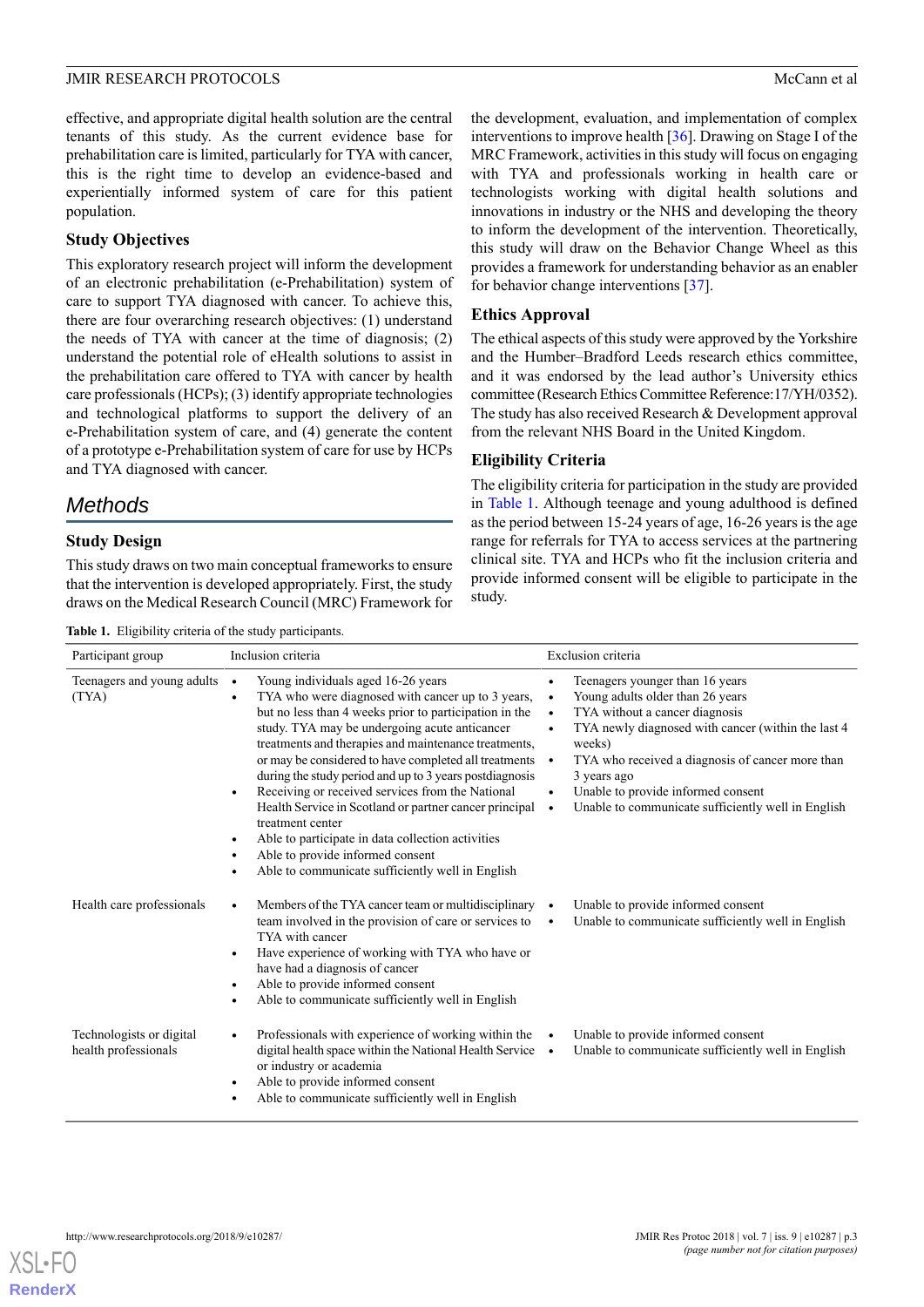effective, and appropriate digital health solution are the central tenants of this study. As the current evidence base for prehabilitation care is limited, particularly for TYA with cancer, this is the right time to develop an evidence-based and experientially informed system of care for this patient population.

### Study Objectives

This exploratory research project will inform the development of an electronic prehabilitation (e-Prehabilitation) system of care to support TYA diagnosed with cancer. To achieve this, there are four overarching research objectives: (1) understand the needs of TYA with cancer at the time of diagnosis; (2) understand the potential role of eHealth solutions to assist in the prehabilitation care offered to TYA with cancer by health care professionals (HCPs); (3) identify appropriate technologies and technological platforms to support the delivery of an e-Prehabilitation system of care, and (4) generate the content of a prototype e-Prehabilitation system of care for use by HCPs and TYA diagnosed with cancer.

## Methods

### Study Design

This study draws on two main conceptual frameworks to ensure that the intervention is developed appropriately. First, the study draws on the Medical Research Council (MRC) Framework for the development, evaluation, and implementation of complex interventions to improve health [36]. Drawing on Stage I of the MRC Framework, activities in this study will focus on engaging with TYA and professionals working in health care or technologists working with digital health solutions and innovations in industry or the NHS and developing the theory to inform the development of the intervention. Theoretically, this study will draw on the Behavior Change Wheel as this provides a framework for understanding behavior as an enabler for behavior change interventions [37].

### Ethics Approval

The ethical aspects of this study were approved by the Yorkshire and the Humber–Bradford Leeds research ethics committee, and it was endorsed by the lead author's University ethics committee (Research Ethics Committee Reference:17/YH/0352). The study has also received Research & Development approval from the relevant NHS Board in the United Kingdom.

### Eligibility Criteria

The eligibility criteria for participation in the study are provided in Table 1. Although teenage and young adulthood is defined as the period between 15-24 years of age, 16-26 years is the age range for referrals for TYA to access services at the partnering clinical site. TYA and HCPs who fit the inclusion criteria and provide informed consent will be eligible to participate in the study.

**Table 1.** Eligibility criteria of the study participants.

| Participant group | Inclusion criteria | Exclusion criteria |
|---|---|---|
| Teenagers and young adults (TYA) | • Young individuals aged 16-26 years<br>• TYA who were diagnosed with cancer up to 3 years, but no less than 4 weeks prior to participation in the study. TYA may be undergoing acute anticancer treatments and therapies and maintenance treatments, or may be considered to have completed all treatments during the study period and up to 3 years postdiagnosis<br>• Receiving or received services from the National Health Service in Scotland or partner cancer principal treatment center<br>• Able to participate in data collection activities<br>• Able to provide informed consent<br>• Able to communicate sufficiently well in English | • Teenagers younger than 16 years<br>• Young adults older than 26 years<br>• TYA without a cancer diagnosis<br>• TYA newly diagnosed with cancer (within the last 4 weeks)<br>• TYA who received a diagnosis of cancer more than 3 years ago<br>• Unable to provide informed consent<br>• Unable to communicate sufficiently well in English |
| Health care professionals | • Members of the TYA cancer team or multidisciplinary team involved in the provision of care or services to TYA with cancer<br>• Have experience of working with TYA who have or have had a diagnosis of cancer<br>• Able to provide informed consent<br>• Able to communicate sufficiently well in English | • Unable to provide informed consent<br>• Unable to communicate sufficiently well in English |
| Technologists or digital health professionals | • Professionals with experience of working within the digital health space within the National Health Service or industry or academia<br>• Able to provide informed consent<br>• Able to communicate sufficiently well in English | • Unable to provide informed consent<br>• Unable to communicate sufficiently well in English |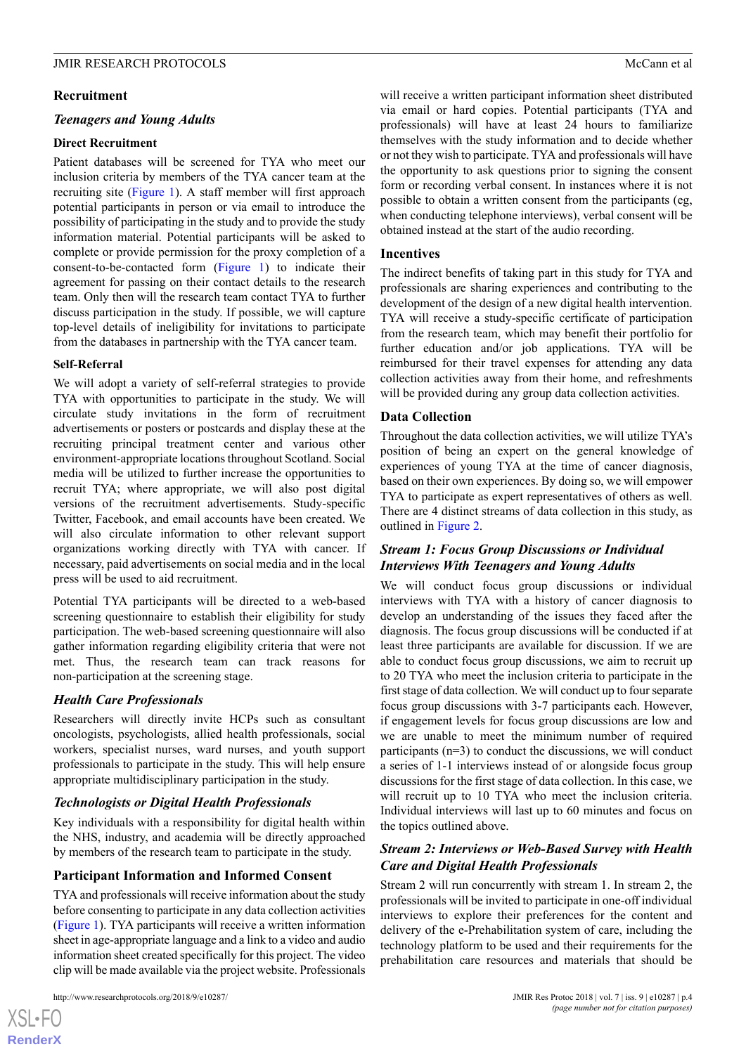## Recruitment

### *Teenagers and Young Adults*

#### Direct Recruitment

Patient databases will be screened for TYA who meet our inclusion criteria by members of the TYA cancer team at the recruiting site (Figure 1). A staff member will first approach potential participants in person or via email to introduce the possibility of participating in the study and to provide the study information material. Potential participants will be asked to complete or provide permission for the proxy completion of a consent-to-be-contacted form (Figure 1) to indicate their agreement for passing on their contact details to the research team. Only then will the research team contact TYA to further discuss participation in the study. If possible, we will capture top-level details of ineligibility for invitations to participate from the databases in partnership with the TYA cancer team.

#### Self-Referral

We will adopt a variety of self-referral strategies to provide TYA with opportunities to participate in the study. We will circulate study invitations in the form of recruitment advertisements or posters or postcards and display these at the recruiting principal treatment center and various other environment-appropriate locations throughout Scotland. Social media will be utilized to further increase the opportunities to recruit TYA; where appropriate, we will also post digital versions of the recruitment advertisements. Study-specific Twitter, Facebook, and email accounts have been created. We will also circulate information to other relevant support organizations working directly with TYA with cancer. If necessary, paid advertisements on social media and in the local press will be used to aid recruitment.

Potential TYA participants will be directed to a web-based screening questionnaire to establish their eligibility for study participation. The web-based screening questionnaire will also gather information regarding eligibility criteria that were not met. Thus, the research team can track reasons for non-participation at the screening stage.

### *Health Care Professionals*

Researchers will directly invite HCPs such as consultant oncologists, psychologists, allied health professionals, social workers, specialist nurses, ward nurses, and youth support professionals to participate in the study. This will help ensure appropriate multidisciplinary participation in the study.

### *Technologists or Digital Health Professionals*

Key individuals with a responsibility for digital health within the NHS, industry, and academia will be directly approached by members of the research team to participate in the study.

## Participant Information and Informed Consent

TYA and professionals will receive information about the study before consenting to participate in any data collection activities (Figure 1). TYA participants will receive a written information sheet in age-appropriate language and a link to a video and audio information sheet created specifically for this project. The video clip will be made available via the project website. Professionals will receive a written participant information sheet distributed via email or hard copies. Potential participants (TYA and professionals) will have at least 24 hours to familiarize themselves with the study information and to decide whether or not they wish to participate. TYA and professionals will have the opportunity to ask questions prior to signing the consent form or recording verbal consent. In instances where it is not possible to obtain a written consent from the participants (eg, when conducting telephone interviews), verbal consent will be obtained instead at the start of the audio recording.

## Incentives

The indirect benefits of taking part in this study for TYA and professionals are sharing experiences and contributing to the development of the design of a new digital health intervention. TYA will receive a study-specific certificate of participation from the research team, which may benefit their portfolio for further education and/or job applications. TYA will be reimbursed for their travel expenses for attending any data collection activities away from their home, and refreshments will be provided during any group data collection activities.

## Data Collection

Throughout the data collection activities, we will utilize TYA's position of being an expert on the general knowledge of experiences of young TYA at the time of cancer diagnosis, based on their own experiences. By doing so, we will empower TYA to participate as expert representatives of others as well. There are 4 distinct streams of data collection in this study, as outlined in Figure 2.

### *Stream 1: Focus Group Discussions or Individual Interviews With Teenagers and Young Adults*

We will conduct focus group discussions or individual interviews with TYA with a history of cancer diagnosis to develop an understanding of the issues they faced after the diagnosis. The focus group discussions will be conducted if at least three participants are available for discussion. If we are able to conduct focus group discussions, we aim to recruit up to 20 TYA who meet the inclusion criteria to participate in the first stage of data collection. We will conduct up to four separate focus group discussions with 3-7 participants each. However, if engagement levels for focus group discussions are low and we are unable to meet the minimum number of required participants (n=3) to conduct the discussions, we will conduct a series of 1-1 interviews instead of or alongside focus group discussions for the first stage of data collection. In this case, we will recruit up to 10 TYA who meet the inclusion criteria. Individual interviews will last up to 60 minutes and focus on the topics outlined above.

### *Stream 2: Interviews or Web-Based Survey with Health Care and Digital Health Professionals*

Stream 2 will run concurrently with stream 1. In stream 2, the professionals will be invited to participate in one-off individual interviews to explore their preferences for the content and delivery of the e-Prehabilitation system of care, including the technology platform to be used and their requirements for the prehabilitation care resources and materials that should be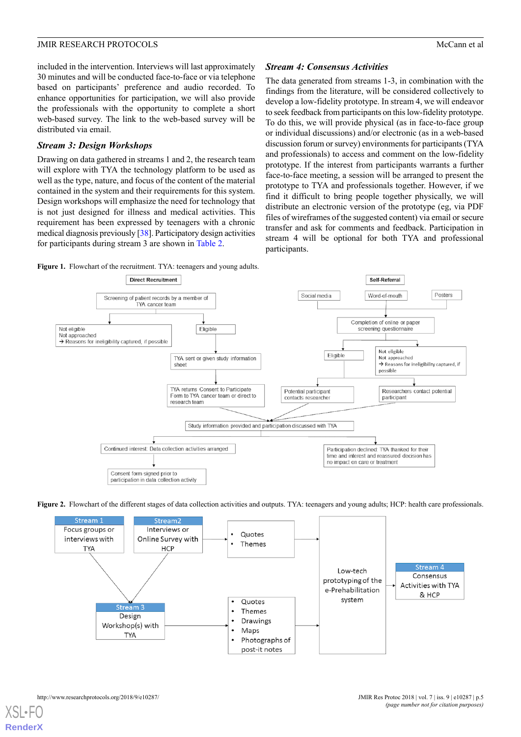included in the intervention. Interviews will last approximately 30 minutes and will be conducted face-to-face or via telephone based on participants' preference and audio recorded. To enhance opportunities for participation, we will also provide the professionals with the opportunity to complete a short web-based survey. The link to the web-based survey will be distributed via email.

### Stream 3: Design Workshops

Drawing on data gathered in streams 1 and 2, the research team will explore with TYA the technology platform to be used as well as the type, nature, and focus of the content of the material contained in the system and their requirements for this system. Design workshops will emphasize the need for technology that is not just designed for illness and medical activities. This requirement has been expressed by teenagers with a chronic medical diagnosis previously [38]. Participatory design activities for participants during stream 3 are shown in Table 2.

### Stream 4: Consensus Activities

The data generated from streams 1-3, in combination with the findings from the literature, will be considered collectively to develop a low-fidelity prototype. In stream 4, we will endeavor to seek feedback from participants on this low-fidelity prototype. To do this, we will provide physical (as in face-to-face group or individual discussions) and/or electronic (as in a web-based discussion forum or survey) environments for participants (TYA and professionals) to access and comment on the low-fidelity prototype. If the interest from participants warrants a further face-to-face meeting, a session will be arranged to present the prototype to TYA and professionals together. However, if we find it difficult to bring people together physically, we will distribute an electronic version of the prototype (eg, via PDF files of wireframes of the suggested content) via email or secure transfer and ask for comments and feedback. Participation in stream 4 will be optional for both TYA and professional participants.

**Figure 1.** Flowchart of the recruitment. TYA: teenagers and young adults.

**Figure 2.** Flowchart of the different stages of data collection activities and outputs. TYA: teenagers and young adults; HCP: health care professionals.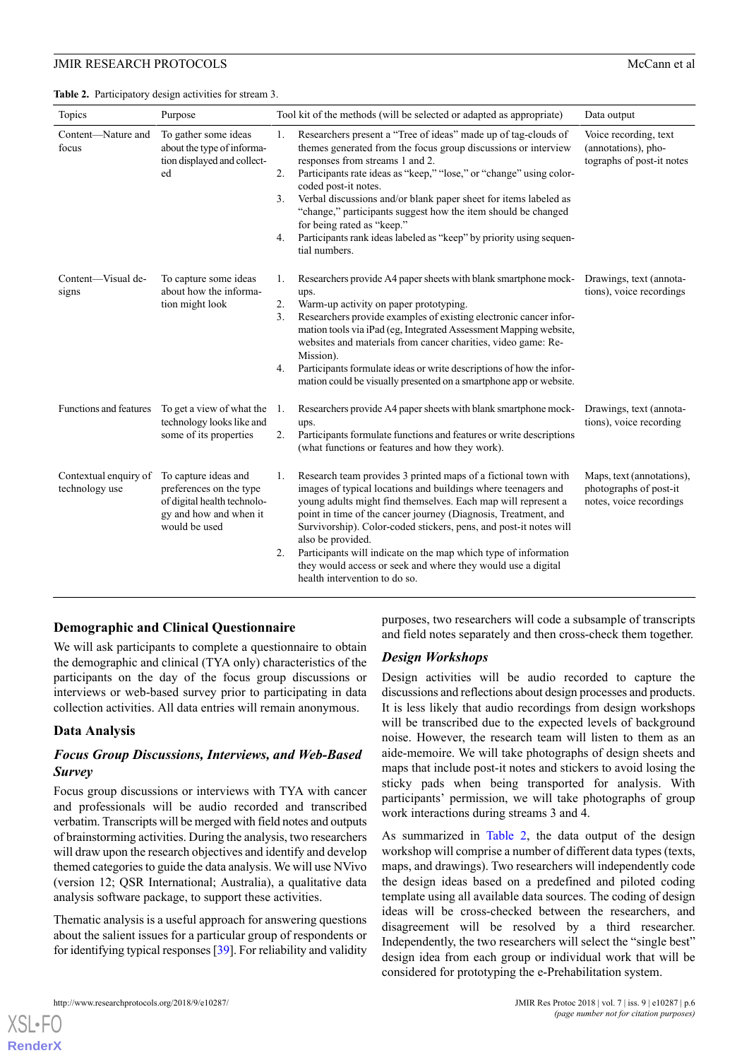**Table 2.** Participatory design activities for stream 3.

| Topics | Purpose | Tool kit of the methods (will be selected or adapted as appropriate) | Data output |
|---|---|---|---|
| Content—Nature and focus | To gather some ideas about the type of information displayed and collected | 1. Researchers present a "Tree of ideas" made up of tag-clouds of themes generated from the focus group discussions or interview responses from streams 1 and 2. 2. Participants rate ideas as "keep," "lose," or "change" using color-coded post-it notes. 3. Verbal discussions and/or blank paper sheet for items labeled as "change," participants suggest how the item should be changed for being rated as "keep." 4. Participants rank ideas labeled as "keep" by priority using sequential numbers. | Voice recording, text (annotations), photographs of post-it notes |
| Content—Visual designs | To capture some ideas about how the information might look | 1. Researchers provide A4 paper sheets with blank smartphone mock-ups. 2. Warm-up activity on paper prototyping. 3. Researchers provide examples of existing electronic cancer information tools via iPad (eg, Integrated Assessment Mapping website, websites and materials from cancer charities, video game: Re-Mission). 4. Participants formulate ideas or write descriptions of how the information could be visually presented on a smartphone app or website. | Drawings, text (annotations), voice recordings |
| Functions and features | To get a view of what the technology looks like and some of its properties | 1. Researchers provide A4 paper sheets with blank smartphone mock-ups. 2. Participants formulate functions and features or write descriptions (what functions or features and how they work). | Drawings, text (annotations), voice recording |
| Contextual enquiry of technology use | To capture ideas and preferences on the type of digital health technology and how and when it would be used | 1. Research team provides 3 printed maps of a fictional town with images of typical locations and buildings where teenagers and young adults might find themselves. Each map will represent a point in time of the cancer journey (Diagnosis, Treatment, and Survivorship). Color-coded stickers, pens, and post-it notes will also be provided. 2. Participants will indicate on the map which type of information they would access or seek and where they would use a digital health intervention to do so. | Maps, text (annotations), photographs of post-it notes, voice recordings |

## Demographic and Clinical Questionnaire

We will ask participants to complete a questionnaire to obtain the demographic and clinical (TYA only) characteristics of the participants on the day of the focus group discussions or interviews or web-based survey prior to participating in data collection activities. All data entries will remain anonymous.

## Data Analysis

### *Focus Group Discussions, Interviews, and Web-Based Survey*

Focus group discussions or interviews with TYA with cancer and professionals will be audio recorded and transcribed verbatim. Transcripts will be merged with field notes and outputs of brainstorming activities. During the analysis, two researchers will draw upon the research objectives and identify and develop themed categories to guide the data analysis. We will use NVivo (version 12; QSR International; Australia), a qualitative data analysis software package, to support these activities.

Thematic analysis is a useful approach for answering questions about the salient issues for a particular group of respondents or for identifying typical responses [39]. For reliability and validity purposes, two researchers will code a subsample of transcripts and field notes separately and then cross-check them together.

### *Design Workshops*

Design activities will be audio recorded to capture the discussions and reflections about design processes and products. It is less likely that audio recordings from design workshops will be transcribed due to the expected levels of background noise. However, the research team will listen to them as an aide-memoire. We will take photographs of design sheets and maps that include post-it notes and stickers to avoid losing the sticky pads when being transported for analysis. With participants' permission, we will take photographs of group work interactions during streams 3 and 4.

As summarized in Table 2, the data output of the design workshop will comprise a number of different data types (texts, maps, and drawings). Two researchers will independently code the design ideas based on a predefined and piloted coding template using all available data sources. The coding of design ideas will be cross-checked between the researchers, and disagreement will be resolved by a third researcher. Independently, the two researchers will select the "single best" design idea from each group or individual work that will be considered for prototyping the e-Prehabilitation system.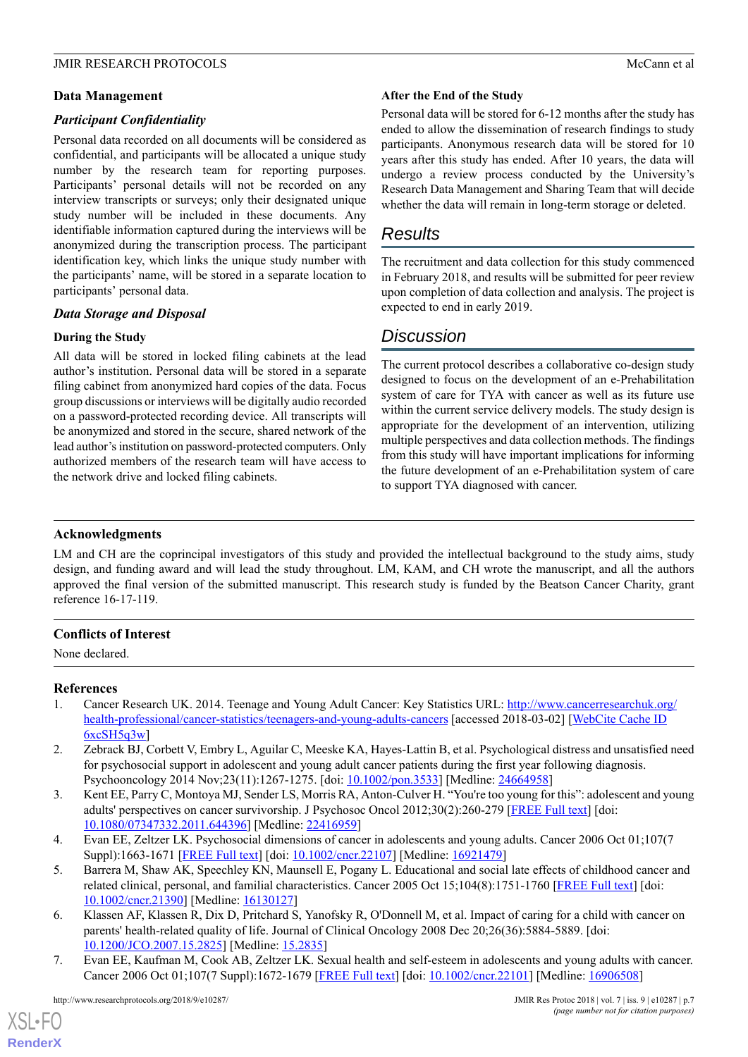## Data Management

### *Participant Confidentiality*

Personal data recorded on all documents will be considered as confidential, and participants will be allocated a unique study number by the research team for reporting purposes. Participants' personal details will not be recorded on any interview transcripts or surveys; only their designated unique study number will be included in these documents. Any identifiable information captured during the interviews will be anonymized during the transcription process. The participant identification key, which links the unique study number with the participants' name, will be stored in a separate location to participants' personal data.

### *Data Storage and Disposal*

#### During the Study

All data will be stored in locked filing cabinets at the lead author's institution. Personal data will be stored in a separate filing cabinet from anonymized hard copies of the data. Focus group discussions or interviews will be digitally audio recorded on a password-protected recording device. All transcripts will be anonymized and stored in the secure, shared network of the lead author's institution on password-protected computers. Only authorized members of the research team will have access to the network drive and locked filing cabinets.

#### After the End of the Study

Personal data will be stored for 6-12 months after the study has ended to allow the dissemination of research findings to study participants. Anonymous research data will be stored for 10 years after this study has ended. After 10 years, the data will undergo a review process conducted by the University's Research Data Management and Sharing Team that will decide whether the data will remain in long-term storage or deleted.

# Results

The recruitment and data collection for this study commenced in February 2018, and results will be submitted for peer review upon completion of data collection and analysis. The project is expected to end in early 2019.

# Discussion

The current protocol describes a collaborative co-design study designed to focus on the development of an e-Prehabilitation system of care for TYA with cancer as well as its future use within the current service delivery models. The study design is appropriate for the development of an intervention, utilizing multiple perspectives and data collection methods. The findings from this study will have important implications for informing the future development of an e-Prehabilitation system of care to support TYA diagnosed with cancer.

## Acknowledgments

LM and CH are the coprincipal investigators of this study and provided the intellectual background to the study aims, study design, and funding award and will lead the study throughout. LM, KAM, and CH wrote the manuscript, and all the authors approved the final version of the submitted manuscript. This research study is funded by the Beatson Cancer Charity, grant reference 16-17-119.

## Conflicts of Interest

None declared.

## References

1. Cancer Research UK. 2014. Teenage and Young Adult Cancer: Key Statistics URL: http://www.cancerresearchuk.org/health-professional/cancer-statistics/teenagers-and-young-adults-cancers [accessed 2018-03-02] [WebCite Cache ID 6xcSH5q3w]
2. Zebrack BJ, Corbett V, Embry L, Aguilar C, Meeske KA, Hayes-Lattin B, et al. Psychological distress and unsatisfied need for psychosocial support in adolescent and young adult cancer patients during the first year following diagnosis. Psychooncology 2014 Nov;23(11):1267-1275. [doi: 10.1002/pon.3533] [Medline: 24664958]
3. Kent EE, Parry C, Montoya MJ, Sender LS, Morris RA, Anton-Culver H. "You're too young for this": adolescent and young adults' perspectives on cancer survivorship. J Psychosoc Oncol 2012;30(2):260-279 [FREE Full text] [doi: 10.1080/07347332.2011.644396] [Medline: 22416959]
4. Evan EE, Zeltzer LK. Psychosocial dimensions of cancer in adolescents and young adults. Cancer 2006 Oct 01;107(7 Suppl):1663-1671 [FREE Full text] [doi: 10.1002/cncr.22107] [Medline: 16921479]
5. Barrera M, Shaw AK, Speechley KN, Maunsell E, Pogany L. Educational and social late effects of childhood cancer and related clinical, personal, and familial characteristics. Cancer 2005 Oct 15;104(8):1751-1760 [FREE Full text] [doi: 10.1002/cncr.21390] [Medline: 16130127]
6. Klassen AF, Klassen R, Dix D, Pritchard S, Yanofsky R, O'Donnell M, et al. Impact of caring for a child with cancer on parents' health-related quality of life. Journal of Clinical Oncology 2008 Dec 20;26(36):5884-5889. [doi: 10.1200/JCO.2007.15.2825] [Medline: 15.2835]
7. Evan EE, Kaufman M, Cook AB, Zeltzer LK. Sexual health and self-esteem in adolescents and young adults with cancer. Cancer 2006 Oct 01;107(7 Suppl):1672-1679 [FREE Full text] [doi: 10.1002/cncr.22101] [Medline: 16906508]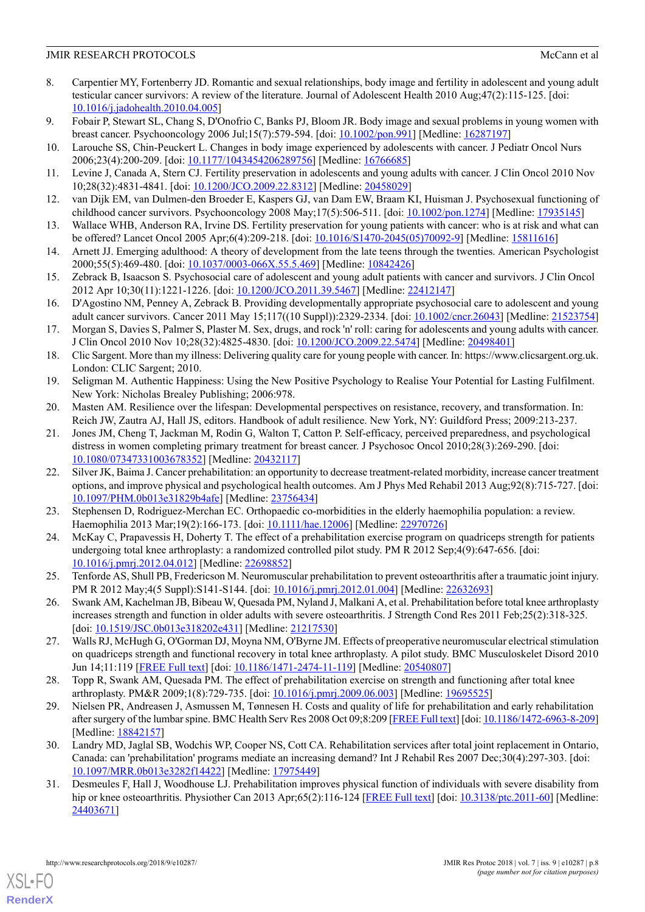8. Carpentier MY, Fortenberry JD. Romantic and sexual relationships, body image and fertility in adolescent and young adult testicular cancer survivors: A review of the literature. Journal of Adolescent Health 2010 Aug;47(2):115-125. [doi: 10.1016/j.jadohealth.2010.04.005]
9. Fobair P, Stewart SL, Chang S, D'Onofrio C, Banks PJ, Bloom JR. Body image and sexual problems in young women with breast cancer. Psychooncology 2006 Jul;15(7):579-594. [doi: 10.1002/pon.991] [Medline: 16287197]
10. Larouche SS, Chin-Peuckert L. Changes in body image experienced by adolescents with cancer. J Pediatr Oncol Nurs 2006;23(4):200-209. [doi: 10.1177/1043454206289756] [Medline: 16766685]
11. Levine J, Canada A, Stern CJ. Fertility preservation in adolescents and young adults with cancer. J Clin Oncol 2010 Nov 10;28(32):4831-4841. [doi: 10.1200/JCO.2009.22.8312] [Medline: 20458029]
12. van Dijk EM, van Dulmen-den Broeder E, Kaspers GJ, van Dam EW, Braam KI, Huisman J. Psychosexual functioning of childhood cancer survivors. Psychooncology 2008 May;17(5):506-511. [doi: 10.1002/pon.1274] [Medline: 17935145]
13. Wallace WHB, Anderson RA, Irvine DS. Fertility preservation for young patients with cancer: who is at risk and what can be offered? Lancet Oncol 2005 Apr;6(4):209-218. [doi: 10.1016/S1470-2045(05)70092-9] [Medline: 15811616]
14. Arnett JJ. Emerging adulthood: A theory of development from the late teens through the twenties. American Psychologist 2000;55(5):469-480. [doi: 10.1037/0003-066X.55.5.469] [Medline: 10842426]
15. Zebrack B, Isaacson S. Psychosocial care of adolescent and young adult patients with cancer and survivors. J Clin Oncol 2012 Apr 10;30(11):1221-1226. [doi: 10.1200/JCO.2011.39.5467] [Medline: 22412147]
16. D'Agostino NM, Penney A, Zebrack B. Providing developmentally appropriate psychosocial care to adolescent and young adult cancer survivors. Cancer 2011 May 15;117((10 Suppl)):2329-2334. [doi: 10.1002/cncr.26043] [Medline: 21523754]
17. Morgan S, Davies S, Palmer S, Plaster M. Sex, drugs, and rock 'n' roll: caring for adolescents and young adults with cancer. J Clin Oncol 2010 Nov 10;28(32):4825-4830. [doi: 10.1200/JCO.2009.22.5474] [Medline: 20498401]
18. Clic Sargent. More than my illness: Delivering quality care for young people with cancer. In: https://www.clicsargent.org.uk. London: CLIC Sargent; 2010.
19. Seligman M. Authentic Happiness: Using the New Positive Psychology to Realise Your Potential for Lasting Fulfilment. New York: Nicholas Brealey Publishing; 2006:978.
20. Masten AM. Resilience over the lifespan: Developmental perspectives on resistance, recovery, and transformation. In: Reich JW, Zautra AJ, Hall JS, editors. Handbook of adult resilience. New York, NY: Guildford Press; 2009:213-237.
21. Jones JM, Cheng T, Jackman M, Rodin G, Walton T, Catton P. Self-efficacy, perceived preparedness, and psychological distress in women completing primary treatment for breast cancer. J Psychosoc Oncol 2010;28(3):269-290. [doi: 10.1080/07347331003678352] [Medline: 20432117]
22. Silver JK, Baima J. Cancer prehabilitation: an opportunity to decrease treatment-related morbidity, increase cancer treatment options, and improve physical and psychological health outcomes. Am J Phys Med Rehabil 2013 Aug;92(8):715-727. [doi: 10.1097/PHM.0b013e31829b4afe] [Medline: 23756434]
23. Stephensen D, Rodriguez-Merchan EC. Orthopaedic co-morbidities in the elderly haemophilia population: a review. Haemophilia 2013 Mar;19(2):166-173. [doi: 10.1111/hae.12006] [Medline: 22970726]
24. McKay C, Prapavessis H, Doherty T. The effect of a prehabilitation exercise program on quadriceps strength for patients undergoing total knee arthroplasty: a randomized controlled pilot study. PM R 2012 Sep;4(9):647-656. [doi: 10.1016/j.pmrj.2012.04.012] [Medline: 22698852]
25. Tenforde AS, Shull PB, Fredericson M. Neuromuscular prehabilitation to prevent osteoarthritis after a traumatic joint injury. PM R 2012 May;4(5 Suppl):S141-S144. [doi: 10.1016/j.pmrj.2012.01.004] [Medline: 22632693]
26. Swank AM, Kachelman JB, Bibeau W, Quesada PM, Nyland J, Malkani A, et al. Prehabilitation before total knee arthroplasty increases strength and function in older adults with severe osteoarthritis. J Strength Cond Res 2011 Feb;25(2):318-325. [doi: 10.1519/JSC.0b013e318202e431] [Medline: 21217530]
27. Walls RJ, McHugh G, O'Gorman DJ, Moyna NM, O'Byrne JM. Effects of preoperative neuromuscular electrical stimulation on quadriceps strength and functional recovery in total knee arthroplasty. A pilot study. BMC Musculoskelet Disord 2010 Jun 14;11:119 [FREE Full text] [doi: 10.1186/1471-2474-11-119] [Medline: 20540807]
28. Topp R, Swank AM, Quesada PM. The effect of prehabilitation exercise on strength and functioning after total knee arthroplasty. PM&R 2009;1(8):729-735. [doi: 10.1016/j.pmrj.2009.06.003] [Medline: 19695525]
29. Nielsen PR, Andreasen J, Asmussen M, Tønnesen H. Costs and quality of life for prehabilitation and early rehabilitation after surgery of the lumbar spine. BMC Health Serv Res 2008 Oct 09;8:209 [FREE Full text] [doi: 10.1186/1472-6963-8-209] [Medline: 18842157]
30. Landry MD, Jaglal SB, Wodchis WP, Cooper NS, Cott CA. Rehabilitation services after total joint replacement in Ontario, Canada: can 'prehabilitation' programs mediate an increasing demand? Int J Rehabil Res 2007 Dec;30(4):297-303. [doi: 10.1097/MRR.0b013e3282f14422] [Medline: 17975449]
31. Desmeules F, Hall J, Woodhouse LJ. Prehabilitation improves physical function of individuals with severe disability from hip or knee osteoarthritis. Physiother Can 2013 Apr;65(2):116-124 [FREE Full text] [doi: 10.3138/ptc.2011-60] [Medline: 24403671]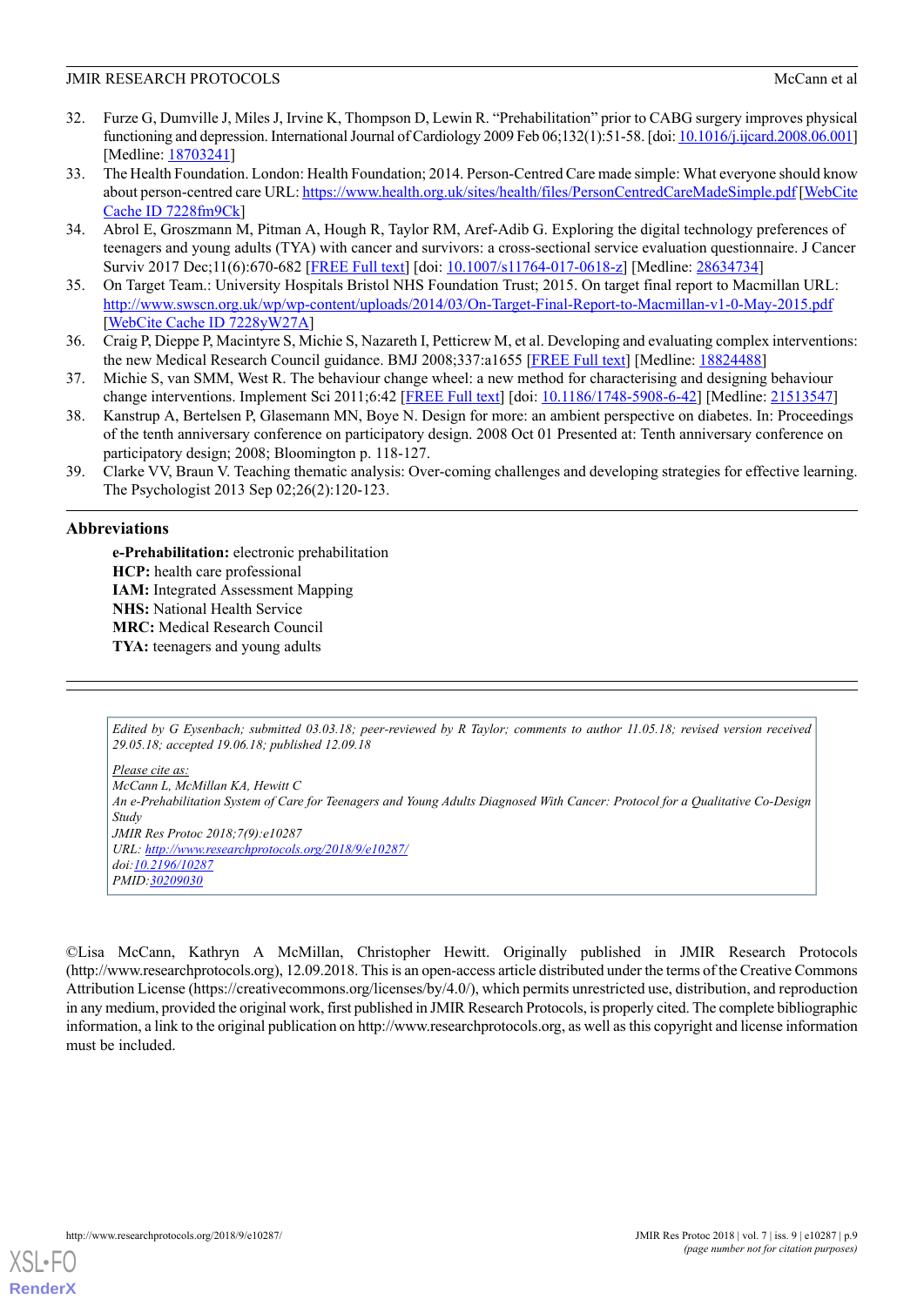32. Furze G, Dumville J, Miles J, Irvine K, Thompson D, Lewin R. "Prehabilitation" prior to CABG surgery improves physical functioning and depression. International Journal of Cardiology 2009 Feb 06;132(1):51-58. [doi: 10.1016/j.ijcard.2008.06.001] [Medline: 18703241]
33. The Health Foundation. London: Health Foundation; 2014. Person-Centred Care made simple: What everyone should know about person-centred care URL: https://www.health.org.uk/sites/health/files/PersonCentredCareMadeSimple.pdf [WebCite Cache ID 7228fm9Ck]
34. Abrol E, Groszmann M, Pitman A, Hough R, Taylor RM, Aref-Adib G. Exploring the digital technology preferences of teenagers and young adults (TYA) with cancer and survivors: a cross-sectional service evaluation questionnaire. J Cancer Surviv 2017 Dec;11(6):670-682 [FREE Full text] [doi: 10.1007/s11764-017-0618-z] [Medline: 28634734]
35. On Target Team.: University Hospitals Bristol NHS Foundation Trust; 2015. On target final report to Macmillan URL: http://www.swscn.org.uk/wp/wp-content/uploads/2014/03/On-Target-Final-Report-to-Macmillan-v1-0-May-2015.pdf [WebCite Cache ID 7228yW27A]
36. Craig P, Dieppe P, Macintyre S, Michie S, Nazareth I, Petticrew M, et al. Developing and evaluating complex interventions: the new Medical Research Council guidance. BMJ 2008;337:a1655 [FREE Full text] [Medline: 18824488]
37. Michie S, van SMM, West R. The behaviour change wheel: a new method for characterising and designing behaviour change interventions. Implement Sci 2011;6:42 [FREE Full text] [doi: 10.1186/1748-5908-6-42] [Medline: 21513547]
38. Kanstrup A, Bertelsen P, Glasemann MN, Boye N. Design for more: an ambient perspective on diabetes. In: Proceedings of the tenth anniversary conference on participatory design. 2008 Oct 01 Presented at: Tenth anniversary conference on participatory design; 2008; Bloomington p. 118-127.
39. Clarke VV, Braun V. Teaching thematic analysis: Over-coming challenges and developing strategies for effective learning. The Psychologist 2013 Sep 02;26(2):120-123.

## Abbreviations

**e-Prehabilitation:** electronic prehabilitation
**HCP:** health care professional
**IAM:** Integrated Assessment Mapping
**NHS:** National Health Service
**MRC:** Medical Research Council
**TYA:** teenagers and young adults

*Edited by G Eysenbach; submitted 03.03.18; peer-reviewed by R Taylor; comments to author 11.05.18; revised version received 29.05.18; accepted 19.06.18; published 12.09.18*

*Please cite as:*
*McCann L, McMillan KA, Hewitt C*
*An e-Prehabilitation System of Care for Teenagers and Young Adults Diagnosed With Cancer: Protocol for a Qualitative Co-Design Study*
*JMIR Res Protoc 2018;7(9):e10287*
*URL: http://www.researchprotocols.org/2018/9/e10287/*
*doi:10.2196/10287*
*PMID:30209030*

©Lisa McCann, Kathryn A McMillan, Christopher Hewitt. Originally published in JMIR Research Protocols (http://www.researchprotocols.org), 12.09.2018. This is an open-access article distributed under the terms of the Creative Commons Attribution License (https://creativecommons.org/licenses/by/4.0/), which permits unrestricted use, distribution, and reproduction in any medium, provided the original work, first published in JMIR Research Protocols, is properly cited. The complete bibliographic information, a link to the original publication on http://www.researchprotocols.org, as well as this copyright and license information must be included.